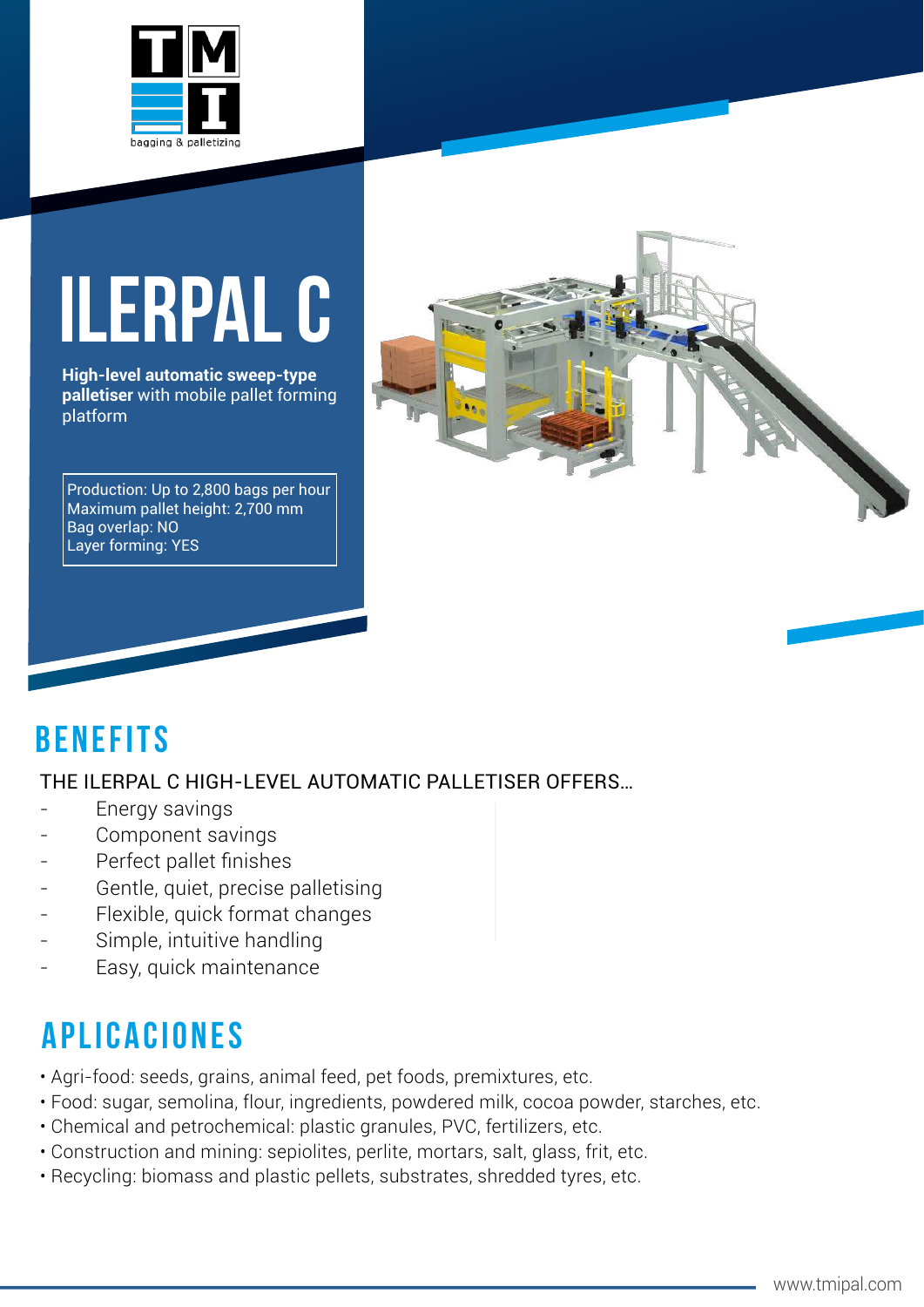TMI bagging & palletizing

# ILERPAL C

**High-level automatic sweep-type palletiser** with mobile pallet forming platform

Production: Up to 2,800 bags per hour
Maximum pallet height: 2,700 mm
Bag overlap: NO
Layer forming: YES

## BENEFITS

THE ILERPAL C HIGH-LEVEL AUTOMATIC PALLETISER OFFERS...

- Energy savings
- Component savings
- Perfect pallet finishes
- Gentle, quiet, precise palletising
- Flexible, quick format changes
- Simple, intuitive handling
- Easy, quick maintenance

## APLICACIONES

- Agri-food: seeds, grains, animal feed, pet foods, premixtures, etc.
- Food: sugar, semolina, flour, ingredients, powdered milk, cocoa powder, starches, etc.
- Chemical and petrochemical: plastic granules, PVC, fertilizers, etc.
- Construction and mining: sepiolites, perlite, mortars, salt, glass, frit, etc.
- Recycling: biomass and plastic pellets, substrates, shredded tyres, etc.

www.tmipal.com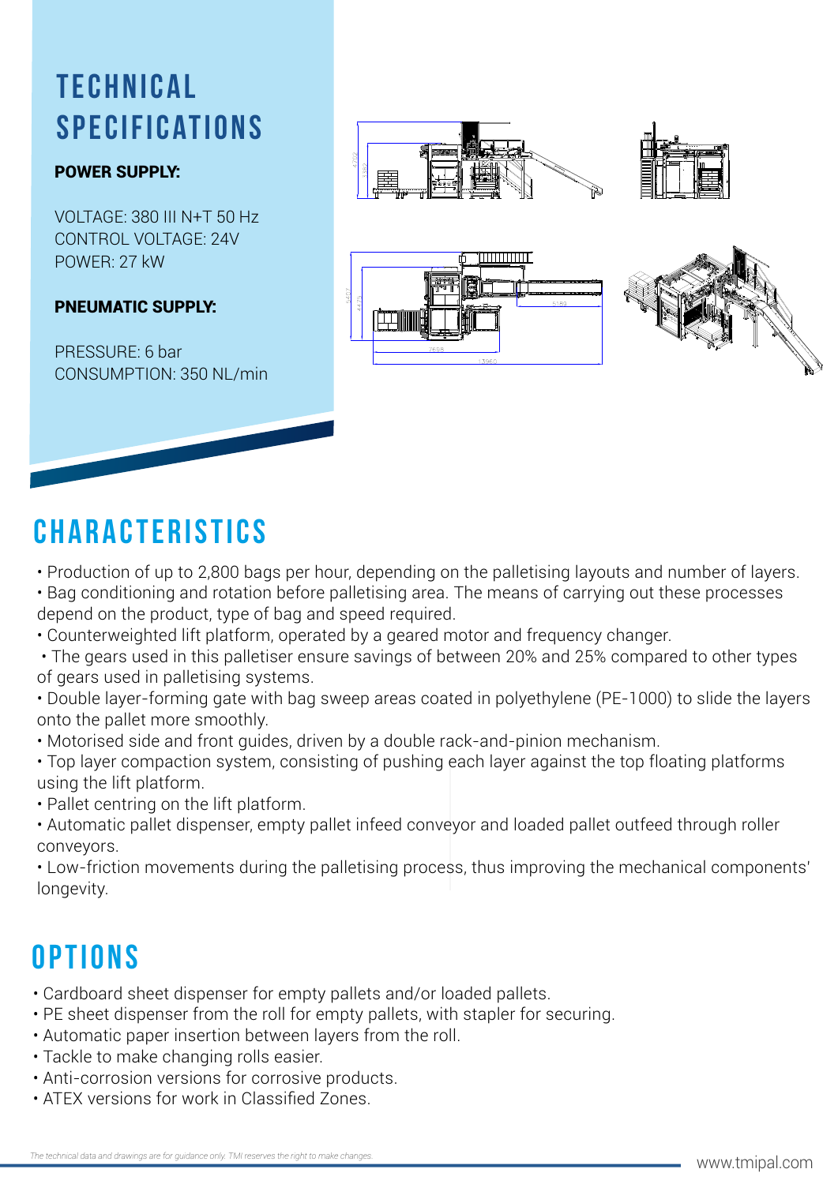# TECHNICAL SPECIFICATIONS

**POWER SUPPLY:**

VOLTAGE: 380 III N+T 50 Hz
CONTROL VOLTAGE: 24V
POWER: 27 kW

**PNEUMATIC SUPPLY:**

PRESSURE: 6 bar
CONSUMPTION: 350 NL/min

# CHARACTERISTICS

- Production of up to 2,800 bags per hour, depending on the palletising layouts and number of layers.
- Bag conditioning and rotation before palletising area. The means of carrying out these processes depend on the product, type of bag and speed required.
- Counterweighted lift platform, operated by a geared motor and frequency changer.
- The gears used in this palletiser ensure savings of between 20% and 25% compared to other types of gears used in palletising systems.
- Double layer-forming gate with bag sweep areas coated in polyethylene (PE-1000) to slide the layers onto the pallet more smoothly.
- Motorised side and front guides, driven by a double rack-and-pinion mechanism.
- Top layer compaction system, consisting of pushing each layer against the top floating platforms using the lift platform.
- Pallet centring on the lift platform.
- Automatic pallet dispenser, empty pallet infeed conveyor and loaded pallet outfeed through roller conveyors.
- Low-friction movements during the palletising process, thus improving the mechanical components' longevity.

# OPTIONS

- Cardboard sheet dispenser for empty pallets and/or loaded pallets.
- PE sheet dispenser from the roll for empty pallets, with stapler for securing.
- Automatic paper insertion between layers from the roll.
- Tackle to make changing rolls easier.
- Anti-corrosion versions for corrosive products.
- ATEX versions for work in Classified Zones.

*The technical data and drawings are for guidance only. TMI reserves the right to make changes.*

www.tmipal.com